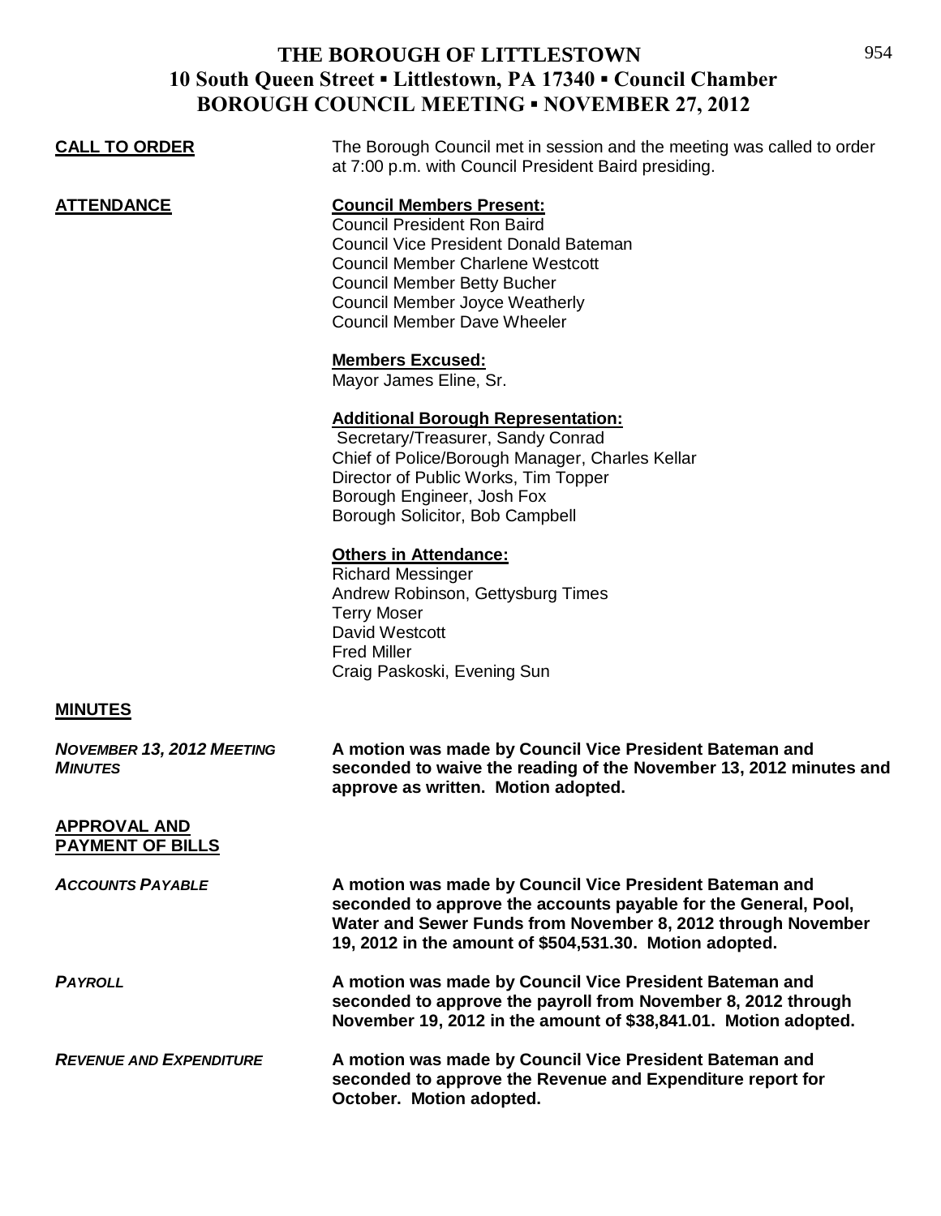# THE BOROUGH OF LITTLESTOWN
## 10 South Queen Street ▪ Littlestown, PA 17340 ▪ Council Chamber
## BOROUGH COUNCIL MEETING ▪ NOVEMBER 27, 2012

**CALL TO ORDER**

The Borough Council met in session and the meeting was called to order at 7:00 p.m. with Council President Baird presiding.

**ATTENDANCE**

**Council Members Present:**
Council President Ron Baird
Council Vice President Donald Bateman
Council Member Charlene Westcott
Council Member Betty Bucher
Council Member Joyce Weatherly
Council Member Dave Wheeler

**Members Excused:**
Mayor James Eline, Sr.

**Additional Borough Representation:**
Secretary/Treasurer, Sandy Conrad
Chief of Police/Borough Manager, Charles Kellar
Director of Public Works, Tim Topper
Borough Engineer, Josh Fox
Borough Solicitor, Bob Campbell

**Others in Attendance:**
Richard Messinger
Andrew Robinson, Gettysburg Times
Terry Moser
David Westcott
Fred Miller
Craig Paskoski, Evening Sun

**MINUTES**

***NOVEMBER 13, 2012 MEETING MINUTES***

**A motion was made by Council Vice President Bateman and seconded to waive the reading of the November 13, 2012 minutes and approve as written. Motion adopted.**

**APPROVAL AND PAYMENT OF BILLS**

***ACCOUNTS PAYABLE***

**A motion was made by Council Vice President Bateman and seconded to approve the accounts payable for the General, Pool, Water and Sewer Funds from November 8, 2012 through November 19, 2012 in the amount of $504,531.30. Motion adopted.**

***PAYROLL***

**A motion was made by Council Vice President Bateman and seconded to approve the payroll from November 8, 2012 through November 19, 2012 in the amount of $38,841.01. Motion adopted.**

***REVENUE AND EXPENDITURE***

**A motion was made by Council Vice President Bateman and seconded to approve the Revenue and Expenditure report for October. Motion adopted.**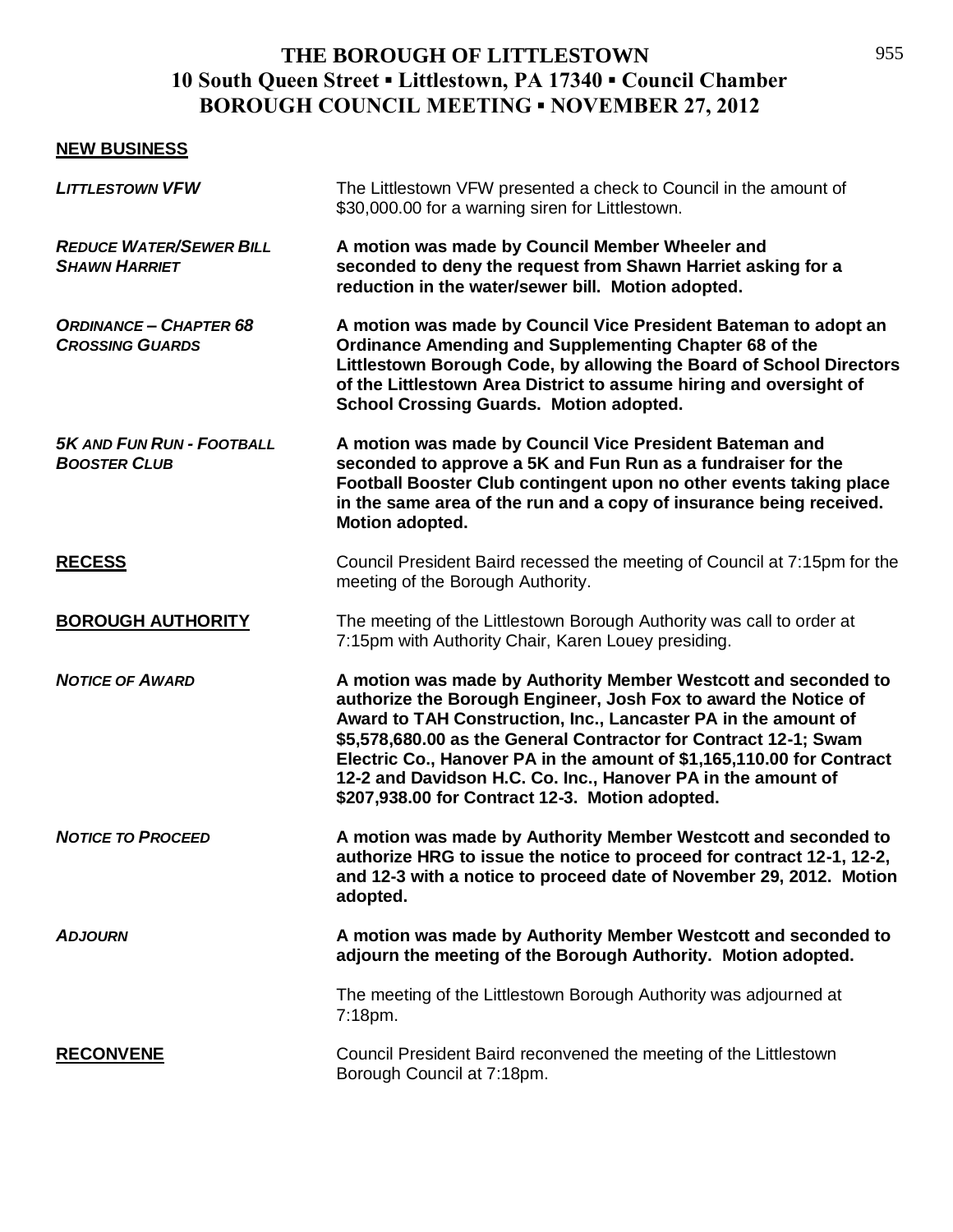# THE BOROUGH OF LITTLESTOWN
## 10 South Queen Street ▪ Littlestown, PA 17340 ▪ Council Chamber
## BOROUGH COUNCIL MEETING ▪ NOVEMBER 27, 2012

**NEW BUSINESS**

***LITTLESTOWN VFW*** — The Littlestown VFW presented a check to Council in the amount of $30,000.00 for a warning siren for Littlestown.

***REDUCE WATER/SEWER BILL SHAWN HARRIET*** — **A motion was made by Council Member Wheeler and seconded to deny the request from Shawn Harriet asking for a reduction in the water/sewer bill. Motion adopted.**

***ORDINANCE – CHAPTER 68 CROSSING GUARDS*** — **A motion was made by Council Vice President Bateman to adopt an Ordinance Amending and Supplementing Chapter 68 of the Littlestown Borough Code, by allowing the Board of School Directors of the Littlestown Area District to assume hiring and oversight of School Crossing Guards. Motion adopted.**

***5K AND FUN RUN - FOOTBALL BOOSTER CLUB*** — **A motion was made by Council Vice President Bateman and seconded to approve a 5K and Fun Run as a fundraiser for the Football Booster Club contingent upon no other events taking place in the same area of the run and a copy of insurance being received. Motion adopted.**

**RECESS** — Council President Baird recessed the meeting of Council at 7:15pm for the meeting of the Borough Authority.

**BOROUGH AUTHORITY** — The meeting of the Littlestown Borough Authority was call to order at 7:15pm with Authority Chair, Karen Louey presiding.

***NOTICE OF AWARD*** — **A motion was made by Authority Member Westcott and seconded to authorize the Borough Engineer, Josh Fox to award the Notice of Award to TAH Construction, Inc., Lancaster PA in the amount of $5,578,680.00 as the General Contractor for Contract 12-1; Swam Electric Co., Hanover PA in the amount of $1,165,110.00 for Contract 12-2 and Davidson H.C. Co. Inc., Hanover PA in the amount of $207,938.00 for Contract 12-3. Motion adopted.**

***NOTICE TO PROCEED*** — **A motion was made by Authority Member Westcott and seconded to authorize HRG to issue the notice to proceed for contract 12-1, 12-2, and 12-3 with a notice to proceed date of November 29, 2012. Motion adopted.**

***ADJOURN*** — **A motion was made by Authority Member Westcott and seconded to adjourn the meeting of the Borough Authority. Motion adopted.**

The meeting of the Littlestown Borough Authority was adjourned at 7:18pm.

**RECONVENE** — Council President Baird reconvened the meeting of the Littlestown Borough Council at 7:18pm.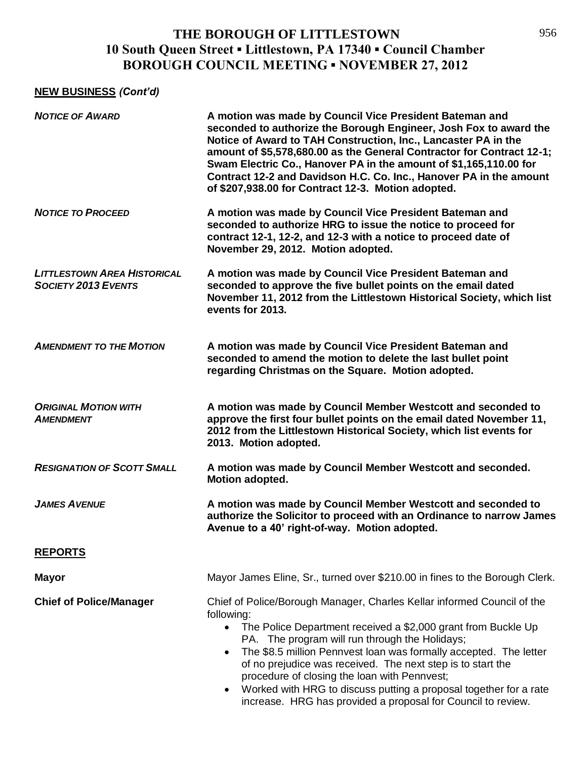# THE BOROUGH OF LITTLESTOWN
## 10 South Queen Street ▪ Littlestown, PA 17340 ▪ Council Chamber
## BOROUGH COUNCIL MEETING ▪ NOVEMBER 27, 2012

**NEW BUSINESS** ***(Cont'd)***

***NOTICE OF AWARD*** — **A motion was made by Council Vice President Bateman and seconded to authorize the Borough Engineer, Josh Fox to award the Notice of Award to TAH Construction, Inc., Lancaster PA in the amount of $5,578,680.00 as the General Contractor for Contract 12-1; Swam Electric Co., Hanover PA in the amount of $1,165,110.00 for Contract 12-2 and Davidson H.C. Co. Inc., Hanover PA in the amount of $207,938.00 for Contract 12-3. Motion adopted.**

***NOTICE TO PROCEED*** — **A motion was made by Council Vice President Bateman and seconded to authorize HRG to issue the notice to proceed for contract 12-1, 12-2, and 12-3 with a notice to proceed date of November 29, 2012. Motion adopted.**

***LITTLESTOWN AREA HISTORICAL SOCIETY 2013 EVENTS*** — **A motion was made by Council Vice President Bateman and seconded to approve the five bullet points on the email dated November 11, 2012 from the Littlestown Historical Society, which list events for 2013.**

***AMENDMENT TO THE MOTION*** — **A motion was made by Council Vice President Bateman and seconded to amend the motion to delete the last bullet point regarding Christmas on the Square. Motion adopted.**

***ORIGINAL MOTION WITH AMENDMENT*** — **A motion was made by Council Member Westcott and seconded to approve the first four bullet points on the email dated November 11, 2012 from the Littlestown Historical Society, which list events for 2013. Motion adopted.**

***RESIGNATION OF SCOTT SMALL*** — **A motion was made by Council Member Westcott and seconded. Motion adopted.**

***JAMES AVENUE*** — **A motion was made by Council Member Westcott and seconded to authorize the Solicitor to proceed with an Ordinance to narrow James Avenue to a 40' right-of-way. Motion adopted.**

**REPORTS**

**Mayor** — Mayor James Eline, Sr., turned over $210.00 in fines to the Borough Clerk.

**Chief of Police/Manager** — Chief of Police/Borough Manager, Charles Kellar informed Council of the following:

- The Police Department received a $2,000 grant from Buckle Up PA. The program will run through the Holidays;
- The $8.5 million Pennvest loan was formally accepted. The letter of no prejudice was received. The next step is to start the procedure of closing the loan with Pennvest;
- Worked with HRG to discuss putting a proposal together for a rate increase. HRG has provided a proposal for Council to review.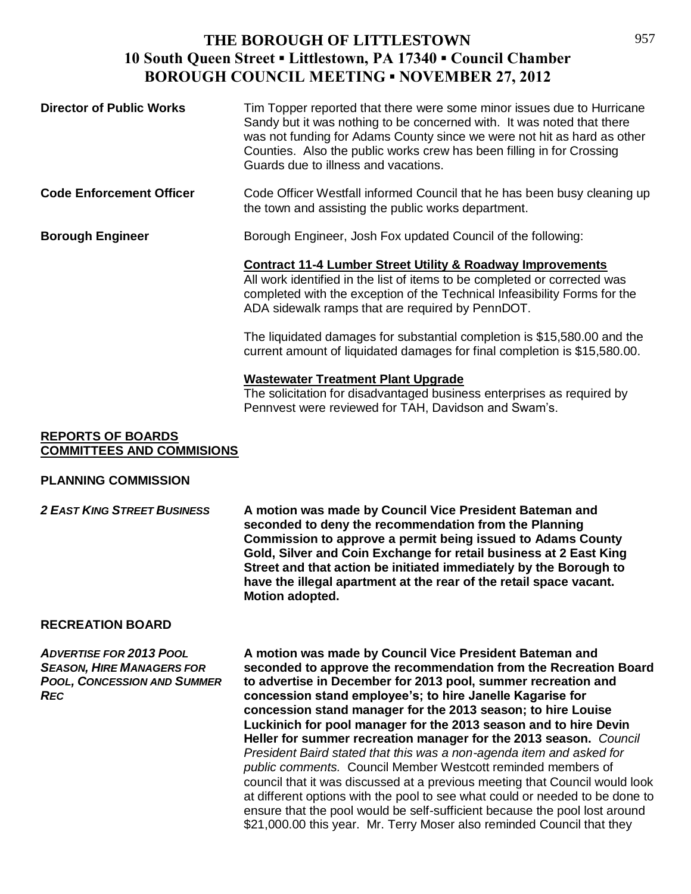# THE BOROUGH OF LITTLESTOWN
## 10 South Queen Street ▪ Littlestown, PA 17340 ▪ Council Chamber
## BOROUGH COUNCIL MEETING ▪ NOVEMBER 27, 2012

**Director of Public Works**

Tim Topper reported that there were some minor issues due to Hurricane Sandy but it was nothing to be concerned with. It was noted that there was not funding for Adams County since we were not hit as hard as other Counties. Also the public works crew has been filling in for Crossing Guards due to illness and vacations.

**Code Enforcement Officer**

Code Officer Westfall informed Council that he has been busy cleaning up the town and assisting the public works department.

**Borough Engineer**

Borough Engineer, Josh Fox updated Council of the following:

**Contract 11-4 Lumber Street Utility & Roadway Improvements**

All work identified in the list of items to be completed or corrected was completed with the exception of the Technical Infeasibility Forms for the ADA sidewalk ramps that are required by PennDOT.

The liquidated damages for substantial completion is \$15,580.00 and the current amount of liquidated damages for final completion is \$15,580.00.

**Wastewater Treatment Plant Upgrade**

The solicitation for disadvantaged business enterprises as required by Pennvest were reviewed for TAH, Davidson and Swam's.

**REPORTS OF BOARDS COMMITTEES AND COMMISIONS**

**PLANNING COMMISSION**

***2 EAST KING STREET BUSINESS***

**A motion was made by Council Vice President Bateman and seconded to deny the recommendation from the Planning Commission to approve a permit being issued to Adams County Gold, Silver and Coin Exchange for retail business at 2 East King Street and that action be initiated immediately by the Borough to have the illegal apartment at the rear of the retail space vacant. Motion adopted.**

**RECREATION BOARD**

***ADVERTISE FOR 2013 POOL SEASON, HIRE MANAGERS FOR POOL, CONCESSION AND SUMMER REC***

**A motion was made by Council Vice President Bateman and seconded to approve the recommendation from the Recreation Board to advertise in December for 2013 pool, summer recreation and concession stand employee's; to hire Janelle Kagarise for concession stand manager for the 2013 season; to hire Louise Luckinich for pool manager for the 2013 season and to hire Devin Heller for summer recreation manager for the 2013 season.** *Council President Baird stated that this was a non-agenda item and asked for public comments.* Council Member Westcott reminded members of council that it was discussed at a previous meeting that Council would look at different options with the pool to see what could or needed to be done to ensure that the pool would be self-sufficient because the pool lost around \$21,000.00 this year. Mr. Terry Moser also reminded Council that they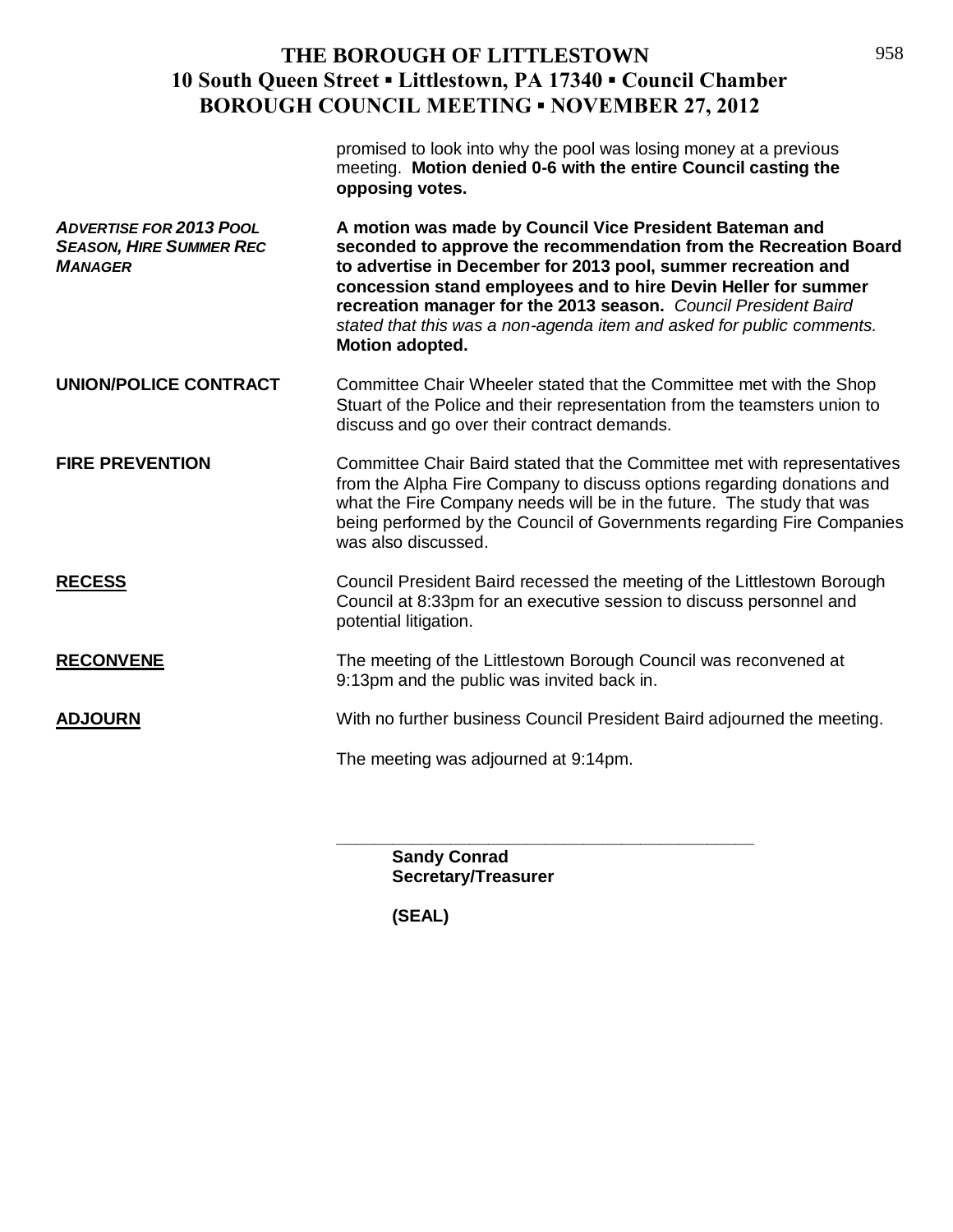promised to look into why the pool was losing money at a previous meeting. **Motion denied 0-6 with the entire Council casting the opposing votes.**

***ADVERTISE FOR 2013 POOL SEASON, HIRE SUMMER REC MANAGER***

**A motion was made by Council Vice President Bateman and seconded to approve the recommendation from the Recreation Board to advertise in December for 2013 pool, summer recreation and concession stand employees and to hire Devin Heller for summer recreation manager for the 2013 season.** *Council President Baird stated that this was a non-agenda item and asked for public comments.* **Motion adopted.**

**UNION/POLICE CONTRACT**

Committee Chair Wheeler stated that the Committee met with the Shop Stuart of the Police and their representation from the teamsters union to discuss and go over their contract demands.

**FIRE PREVENTION**

Committee Chair Baird stated that the Committee met with representatives from the Alpha Fire Company to discuss options regarding donations and what the Fire Company needs will be in the future. The study that was being performed by the Council of Governments regarding Fire Companies was also discussed.

**RECESS**

Council President Baird recessed the meeting of the Littlestown Borough Council at 8:33pm for an executive session to discuss personnel and potential litigation.

**RECONVENE**

The meeting of the Littlestown Borough Council was reconvened at 9:13pm and the public was invited back in.

**ADJOURN**

With no further business Council President Baird adjourned the meeting.

The meeting was adjourned at 9:14pm.

\_\_\_\_\_\_\_\_\_\_\_\_\_\_\_\_\_\_\_\_\_\_\_\_\_\_\_\_\_\_\_\_\_\_\_\_\_\_\_\_\_\_\_\_

**Sandy Conrad**
**Secretary/Treasurer**

**(SEAL)**